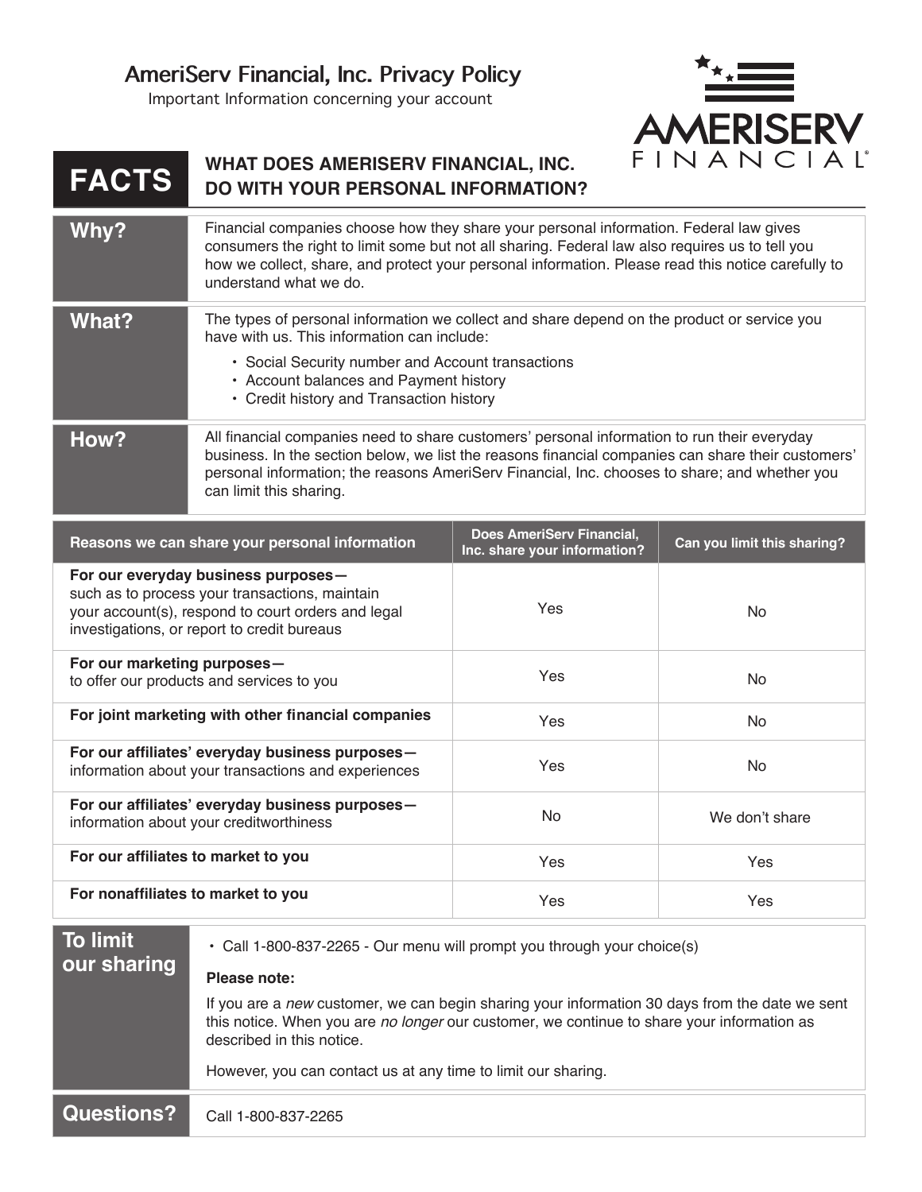# AmeriServ Financial, Inc. Privacy Policy

Important Information concerning your account

## FACTS — WHAT DOES AMERISERV FINANCIAL, INC. DO WITH YOUR PERSONAL INFORMATION?

| | |
|---|---|
| **Why?** | Financial companies choose how they share your personal information. Federal law gives consumers the right to limit some but not all sharing. Federal law also requires us to tell you how we collect, share, and protect your personal information. Please read this notice carefully to understand what we do. |
| **What?** | The types of personal information we collect and share depend on the product or service you have with us. This information can include:<br>• Social Security number and Account transactions<br>• Account balances and Payment history<br>• Credit history and Transaction history |
| **How?** | All financial companies need to share customers' personal information to run their everyday business. In the section below, we list the reasons financial companies can share their customers' personal information; the reasons AmeriServ Financial, Inc. chooses to share; and whether you can limit this sharing. |

| Reasons we can share your personal information | Does AmeriServ Financial, Inc. share your information? | Can you limit this sharing? |
|---|---|---|
| **For our everyday business purposes—** such as to process your transactions, maintain your account(s), respond to court orders and legal investigations, or report to credit bureaus | Yes | No |
| **For our marketing purposes—** to offer our products and services to you | Yes | No |
| **For joint marketing with other financial companies** | Yes | No |
| **For our affiliates' everyday business purposes—** information about your transactions and experiences | Yes | No |
| **For our affiliates' everyday business purposes—** information about your creditworthiness | No | We don't share |
| **For our affiliates to market to you** | Yes | Yes |
| **For nonaffiliates to market to you** | Yes | Yes |

| | |
|---|---|
| **To limit our sharing** | • Call 1-800-837-2265 - Our menu will prompt you through your choice(s)<br><br>**Please note:**<br><br>If you are a *new* customer, we can begin sharing your information 30 days from the date we sent this notice. When you are *no longer* our customer, we continue to share your information as described in this notice.<br><br>However, you can contact us at any time to limit our sharing. |
| **Questions?** | Call 1-800-837-2265 |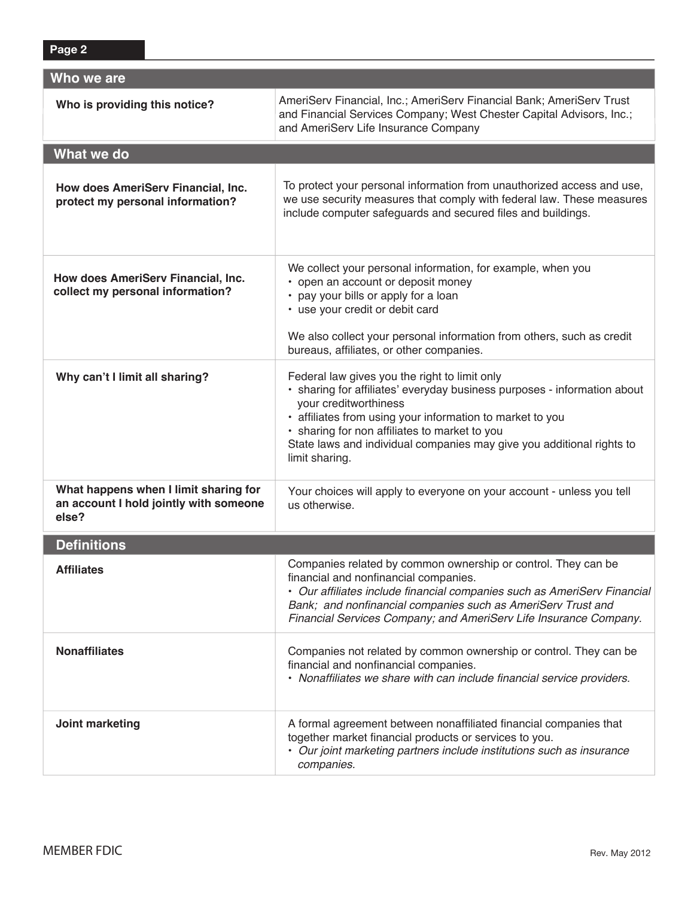## Who we are

| | |
|---|---|
| **Who is providing this notice?** | AmeriServ Financial, Inc.; AmeriServ Financial Bank; AmeriServ Trust and Financial Services Company; West Chester Capital Advisors, Inc.; and AmeriServ Life Insurance Company |

## What we do

| | |
|---|---|
| **How does AmeriServ Financial, Inc. protect my personal information?** | To protect your personal information from unauthorized access and use, we use security measures that comply with federal law. These measures include computer safeguards and secured files and buildings. |
| **How does AmeriServ Financial, Inc. collect my personal information?** | We collect your personal information, for example, when you<br>• open an account or deposit money<br>• pay your bills or apply for a loan<br>• use your credit or debit card<br><br>We also collect your personal information from others, such as credit bureaus, affiliates, or other companies. |
| **Why can't I limit all sharing?** | Federal law gives you the right to limit only<br>• sharing for affiliates' everyday business purposes - information about your creditworthiness<br>• affiliates from using your information to market to you<br>• sharing for non affiliates to market to you<br>State laws and individual companies may give you additional rights to limit sharing. |
| **What happens when I limit sharing for an account I hold jointly with someone else?** | Your choices will apply to everyone on your account - unless you tell us otherwise. |

## Definitions

| | |
|---|---|
| **Affiliates** | Companies related by common ownership or control. They can be financial and nonfinancial companies.<br>• *Our affiliates include financial companies such as AmeriServ Financial Bank; and nonfinancial companies such as AmeriServ Trust and Financial Services Company; and AmeriServ Life Insurance Company.* |
| **Nonaffiliates** | Companies not related by common ownership or control. They can be financial and nonfinancial companies.<br>• *Nonaffiliates we share with can include financial service providers.* |
| **Joint marketing** | A formal agreement between nonaffiliated financial companies that together market financial products or services to you.<br>• *Our joint marketing partners include institutions such as insurance companies.* |

MEMBER FDIC

Rev. May 2012